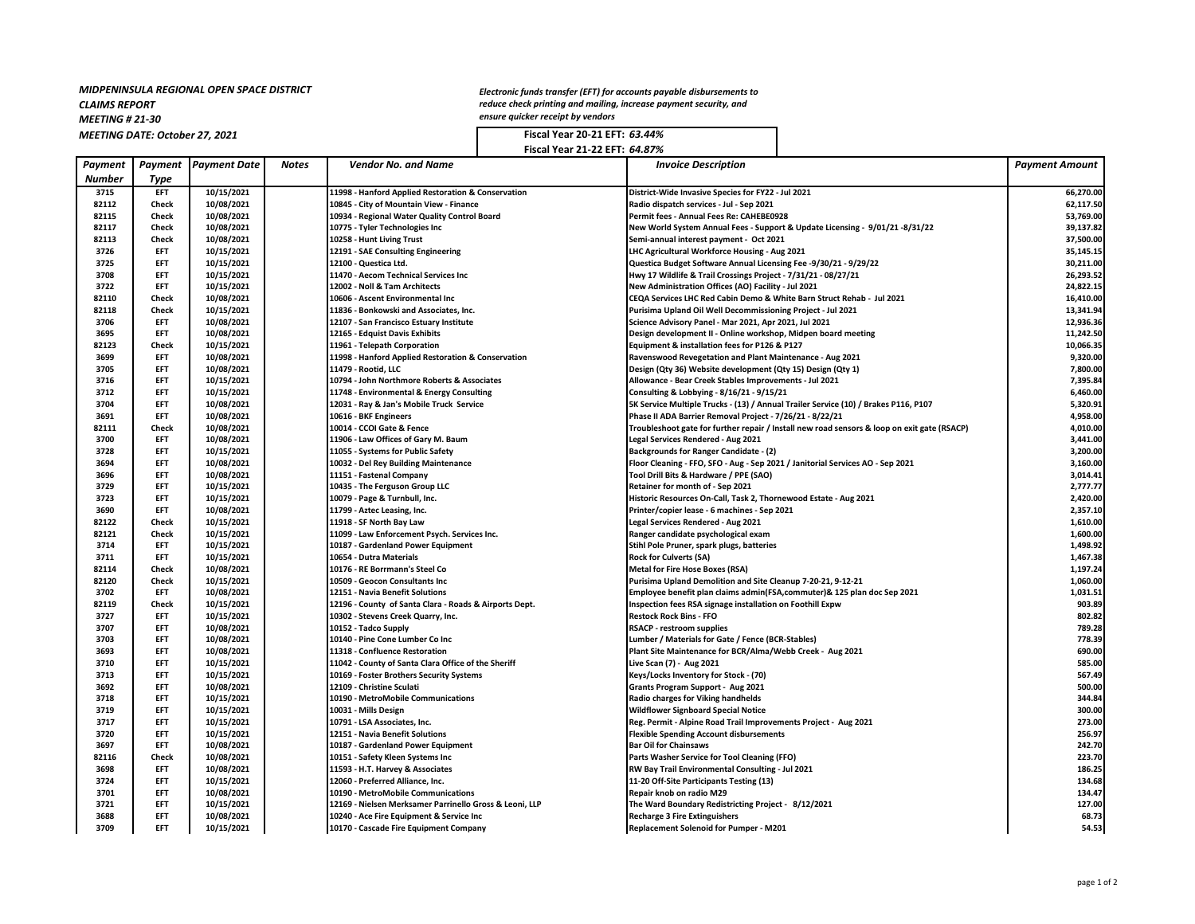***MIDPENINSULA REGIONAL OPEN SPACE DISTRICT***
***CLAIMS REPORT***
***MEETING # 21-30***
***MEETING DATE: October 27, 2021***

*Electronic funds transfer (EFT) for accounts payable disbursements to reduce check printing and mailing, increase payment security, and ensure quicker receipt by vendors*

**Fiscal Year 20-21 EFT: *63.44%***
**Fiscal Year 21-22 EFT: *64.87%***

| Payment Number | Payment Type | Payment Date | Notes | Vendor No. and Name | Invoice Description | Payment Amount |
|---|---|---|---|---|---|---|
| 3715 | EFT | 10/15/2021 | | 11998 - Hanford Applied Restoration & Conservation | District-Wide Invasive Species for FY22 - Jul 2021 | 66,270.00 |
| 82112 | Check | 10/08/2021 | | 10845 - City of Mountain View - Finance | Radio dispatch services - Jul - Sep 2021 | 62,117.50 |
| 82115 | Check | 10/08/2021 | | 10934 - Regional Water Quality Control Board | Permit fees - Annual Fees Re: CAHEBE0928 | 53,769.00 |
| 82117 | Check | 10/08/2021 | | 10775 - Tyler Technologies Inc | New World System Annual Fees - Support & Update Licensing - 9/01/21 -8/31/22 | 39,137.82 |
| 82113 | Check | 10/08/2021 | | 10258 - Hunt Living Trust | Semi-annual interest payment - Oct 2021 | 37,500.00 |
| 3726 | EFT | 10/15/2021 | | 12191 - SAE Consulting Engineering | LHC Agricultural Workforce Housing - Aug 2021 | 35,145.15 |
| 3725 | EFT | 10/15/2021 | | 12100 - Questica Ltd. | Questica Budget Software Annual Licensing Fee -9/30/21 - 9/29/22 | 30,211.00 |
| 3708 | EFT | 10/15/2021 | | 11470 - Aecom Technical Services Inc | Hwy 17 Wildlife & Trail Crossings Project - 7/31/21 - 08/27/21 | 26,293.52 |
| 3722 | EFT | 10/15/2021 | | 12002 - Noll & Tam Architects | New Administration Offices (AO) Facility - Jul 2021 | 24,822.15 |
| 82110 | Check | 10/08/2021 | | 10606 - Ascent Environmental Inc | CEQA Services LHC Red Cabin Demo & White Barn Struct Rehab - Jul 2021 | 16,410.00 |
| 82118 | Check | 10/15/2021 | | 11836 - Bonkowski and Associates, Inc. | Purisima Upland Oil Well Decommissioning Project - Jul 2021 | 13,341.94 |
| 3706 | EFT | 10/08/2021 | | 12107 - San Francisco Estuary Institute | Science Advisory Panel - Mar 2021, Apr 2021, Jul 2021 | 12,936.36 |
| 3695 | EFT | 10/08/2021 | | 12165 - Edquist Davis Exhibits | Design development II - Online workshop, Midpen board meeting | 11,242.50 |
| 82123 | Check | 10/15/2021 | | 11961 - Telepath Corporation | Equipment & installation fees for P126 & P127 | 10,066.35 |
| 3699 | EFT | 10/08/2021 | | 11998 - Hanford Applied Restoration & Conservation | Ravenswood Revegetation and Plant Maintenance - Aug 2021 | 9,320.00 |
| 3705 | EFT | 10/08/2021 | | 11479 - Rootid, LLC | Design (Qty 36) Website development (Qty 15) Design (Qty 1) | 7,800.00 |
| 3716 | EFT | 10/15/2021 | | 10794 - John Northmore Roberts & Associates | Allowance - Bear Creek Stables Improvements - Jul 2021 | 7,395.84 |
| 3712 | EFT | 10/15/2021 | | 11748 - Environmental & Energy Consulting | Consulting & Lobbying - 8/16/21 - 9/15/21 | 6,460.00 |
| 3704 | EFT | 10/08/2021 | | 12031 - Ray & Jan's Mobile Truck Service | 5K Service Multiple Trucks - (13) / Annual Trailer Service (10) / Brakes P116, P107 | 5,320.91 |
| 3691 | EFT | 10/08/2021 | | 10616 - BKF Engineers | Phase II ADA Barrier Removal Project - 7/26/21 - 8/22/21 | 4,958.00 |
| 82111 | Check | 10/08/2021 | | 10014 - CCOI Gate & Fence | Troubleshoot gate for further repair / Install new road sensors & loop on exit gate (RSACP) | 4,010.00 |
| 3700 | EFT | 10/08/2021 | | 11906 - Law Offices of Gary M. Baum | Legal Services Rendered - Aug 2021 | 3,441.00 |
| 3728 | EFT | 10/15/2021 | | 11055 - Systems for Public Safety | Backgrounds for Ranger Candidate - (2) | 3,200.00 |
| 3694 | EFT | 10/08/2021 | | 10032 - Del Rey Building Maintenance | Floor Cleaning - FFO, SFO - Aug - Sep 2021 / Janitorial Services AO - Sep 2021 | 3,160.00 |
| 3696 | EFT | 10/08/2021 | | 11151 - Fastenal Company | Tool Drill Bits & Hardware / PPE (SAO) | 3,014.41 |
| 3729 | EFT | 10/15/2021 | | 10435 - The Ferguson Group LLC | Retainer for month of - Sep 2021 | 2,777.77 |
| 3723 | EFT | 10/15/2021 | | 10079 - Page & Turnbull, Inc. | Historic Resources On-Call, Task 2, Thornewood Estate - Aug 2021 | 2,420.00 |
| 3690 | EFT | 10/08/2021 | | 11799 - Aztec Leasing, Inc. | Printer/copier lease - 6 machines - Sep 2021 | 2,357.10 |
| 82122 | Check | 10/15/2021 | | 11918 - SF North Bay Law | Legal Services Rendered - Aug 2021 | 1,610.00 |
| 82121 | Check | 10/15/2021 | | 11099 - Law Enforcement Psych. Services Inc. | Ranger candidate psychological exam | 1,600.00 |
| 3714 | EFT | 10/15/2021 | | 10187 - Gardenland Power Equipment | Stihl Pole Pruner, spark plugs, batteries | 1,498.92 |
| 3711 | EFT | 10/15/2021 | | 10654 - Dutra Materials | Rock for Culverts (SA) | 1,467.38 |
| 82114 | Check | 10/08/2021 | | 10176 - RE Borrmann's Steel Co | Metal for Fire Hose Boxes (RSA) | 1,197.24 |
| 82120 | Check | 10/15/2021 | | 10509 - Geocon Consultants Inc | Purisima Upland Demolition and Site Cleanup 7-20-21, 9-12-21 | 1,060.00 |
| 3702 | EFT | 10/08/2021 | | 12151 - Navia Benefit Solutions | Employee benefit plan claims admin(FSA,commuter)& 125 plan doc Sep 2021 | 1,031.51 |
| 82119 | Check | 10/15/2021 | | 12196 - County of Santa Clara - Roads & Airports Dept. | Inspection fees RSA signage installation on Foothill Expw | 903.89 |
| 3727 | EFT | 10/15/2021 | | 10302 - Stevens Creek Quarry, Inc. | Restock Rock Bins - FFO | 802.82 |
| 3707 | EFT | 10/08/2021 | | 10152 - Tadco Supply | RSACP - restroom supplies | 789.28 |
| 3703 | EFT | 10/08/2021 | | 10140 - Pine Cone Lumber Co Inc | Lumber / Materials for Gate / Fence (BCR-Stables) | 778.39 |
| 3693 | EFT | 10/08/2021 | | 11318 - Confluence Restoration | Plant Site Maintenance for BCR/Alma/Webb Creek - Aug 2021 | 690.00 |
| 3710 | EFT | 10/15/2021 | | 11042 - County of Santa Clara Office of the Sheriff | Live Scan (7) - Aug 2021 | 585.00 |
| 3713 | EFT | 10/15/2021 | | 10169 - Foster Brothers Security Systems | Keys/Locks Inventory for Stock - (70) | 567.49 |
| 3692 | EFT | 10/08/2021 | | 12109 - Christine Sculati | Grants Program Support - Aug 2021 | 500.00 |
| 3718 | EFT | 10/15/2021 | | 10190 - MetroMobile Communications | Radio charges for Viking handhelds | 344.84 |
| 3719 | EFT | 10/15/2021 | | 10031 - Mills Design | Wildflower Signboard Special Notice | 300.00 |
| 3717 | EFT | 10/15/2021 | | 10791 - LSA Associates, Inc. | Reg. Permit - Alpine Road Trail Improvements Project - Aug 2021 | 273.00 |
| 3720 | EFT | 10/15/2021 | | 12151 - Navia Benefit Solutions | Flexible Spending Account disbursements | 256.97 |
| 3697 | EFT | 10/08/2021 | | 10187 - Gardenland Power Equipment | Bar Oil for Chainsaws | 242.70 |
| 82116 | Check | 10/08/2021 | | 10151 - Safety Kleen Systems Inc | Parts Washer Service for Tool Cleaning (FFO) | 223.70 |
| 3698 | EFT | 10/08/2021 | | 11593 - H.T. Harvey & Associates | RW Bay Trail Environmental Consulting - Jul 2021 | 186.25 |
| 3724 | EFT | 10/15/2021 | | 12060 - Preferred Alliance, Inc. | 11-20 Off-Site Participants Testing (13) | 134.68 |
| 3701 | EFT | 10/08/2021 | | 10190 - MetroMobile Communications | Repair knob on radio M29 | 134.47 |
| 3721 | EFT | 10/15/2021 | | 12169 - Nielsen Merksamer Parrinello Gross & Leoni, LLP | The Ward Boundary Redistricting Project - 8/12/2021 | 127.00 |
| 3688 | EFT | 10/08/2021 | | 10240 - Ace Fire Equipment & Service Inc | Recharge 3 Fire Extinguishers | 68.73 |
| 3709 | EFT | 10/15/2021 | | 10170 - Cascade Fire Equipment Company | Replacement Solenoid for Pumper - M201 | 54.53 |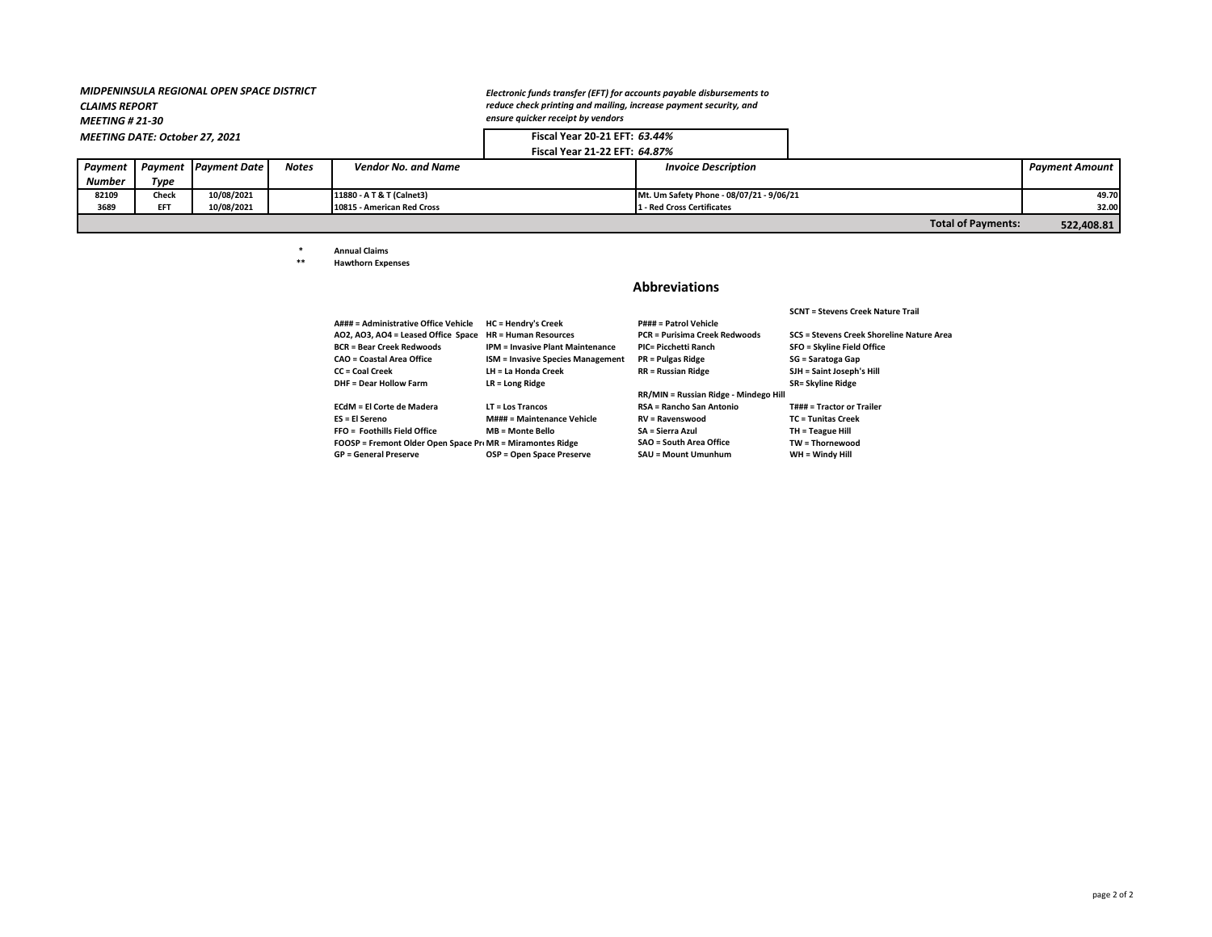*MIDPENINSULA REGIONAL OPEN SPACE DISTRICT*
*CLAIMS REPORT*
*MEETING # 21-30*
*MEETING DATE: October 27, 2021*

*Electronic funds transfer (EFT) for accounts payable disbursements to reduce check printing and mailing, increase payment security, and ensure quicker receipt by vendors*

**Fiscal Year 20-21 EFT:** ***63.44%***
**Fiscal Year 21-22 EFT:** ***64.87%***

| Payment Number | Payment Type | Payment Date | Notes | Vendor No. and Name | Invoice Description | Payment Amount |
|---|---|---|---|---|---|---|
| 82109 | Check | 10/08/2021 | | 11880 - A T & T (Calnet3) | Mt. Um Safety Phone - 08/07/21 - 9/06/21 | 49.70 |
| 3689 | EFT | 10/08/2021 | | 10815 - American Red Cross | 1 - Red Cross Certificates | 32.00 |
| | | | | | **Total of Payments:** | **522,408.81** |

\* Annual Claims
\*\* Hawthorn Expenses

## Abbreviations

A### = Administrative Office Vehicle
AO2, AO3, AO4 = Leased Office Space
BCR = Bear Creek Redwoods
CAO = Coastal Area Office
CC = Coal Creek
DHF = Dear Hollow Farm
ECdM = El Corte de Madera
ES = El Sereno
FFO = Foothills Field Office
FOOSP = Fremont Older Open Space Pr
GP = General Preserve
HC = Hendry's Creek
HR = Human Resources
IPM = Invasive Plant Maintenance
ISM = Invasive Species Management
LH = La Honda Creek
LR = Long Ridge
LT = Los Trancos
M### = Maintenance Vehicle
MB = Monte Bello
MR = Miramontes Ridge
OSP = Open Space Preserve
P### = Patrol Vehicle
PCR = Purisima Creek Redwoods
PIC= Picchetti Ranch
PR = Pulgas Ridge
RR = Russian Ridge
RR/MIN = Russian Ridge - Mindego Hill
RSA = Rancho San Antonio
RV = Ravenswood
SA = Sierra Azul
SAO = South Area Office
SAU = Mount Umunhum
SCNT = Stevens Creek Nature Trail
SCS = Stevens Creek Shoreline Nature Area
SFO = Skyline Field Office
SG = Saratoga Gap
SJH = Saint Joseph's Hill
SR= Skyline Ridge
T### = Tractor or Trailer
TC = Tunitas Creek
TH = Teague Hill
TW = Thornewood
WH = Windy Hill